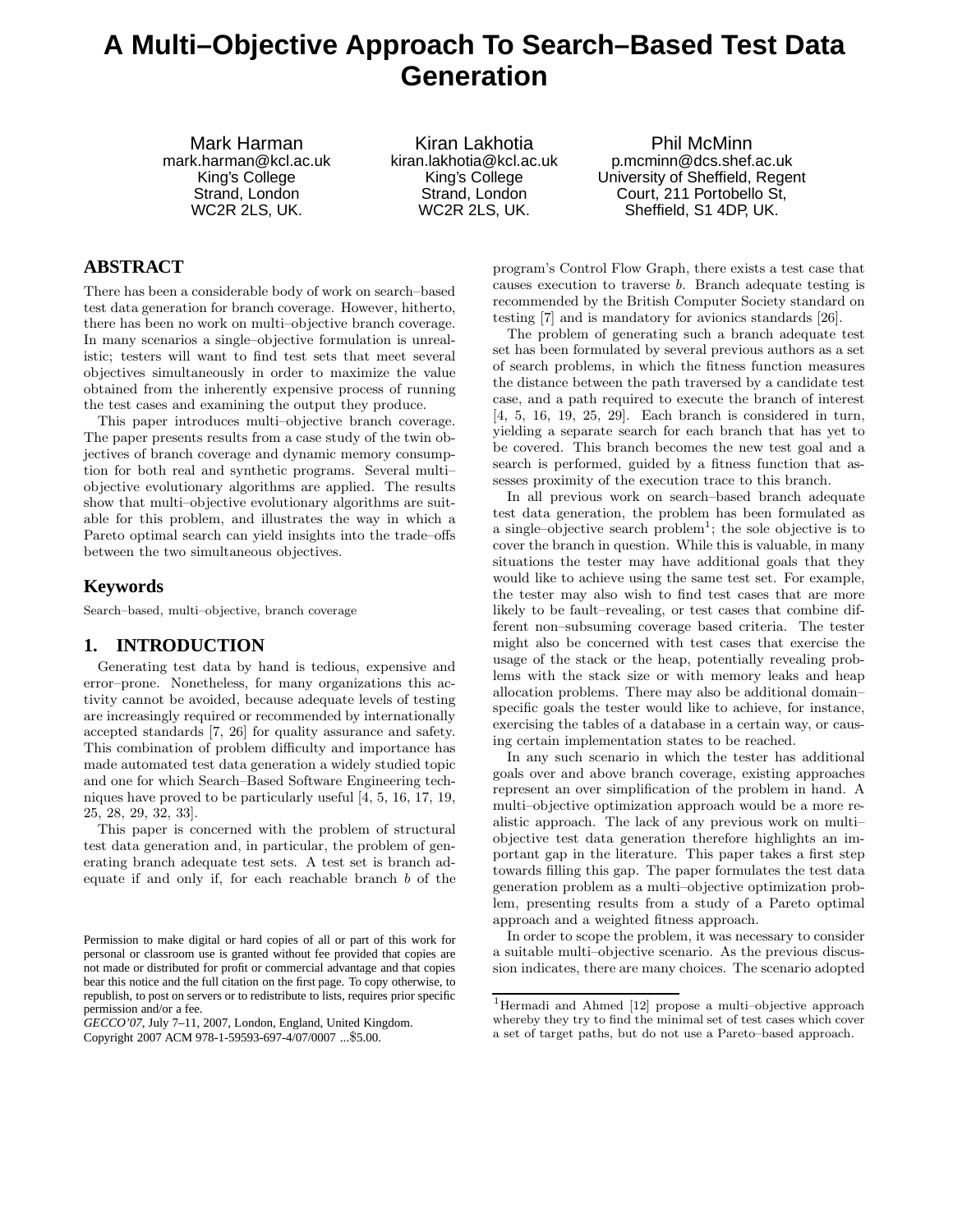# A Multi–Objective Approach To Search–Based Test Data Generation

Mark Harman
mark.harman@kcl.ac.uk
King's College
Strand, London
WC2R 2LS, UK.

Kiran Lakhotia
kiran.lakhotia@kcl.ac.uk
King's College
Strand, London
WC2R 2LS, UK.

Phil McMinn
p.mcminn@dcs.shef.ac.uk
University of Sheffield, Regent Court, 211 Portobello St,
Sheffield, S1 4DP, UK.

## ABSTRACT

There has been a considerable body of work on search–based test data generation for branch coverage. However, hitherto, there has been no work on multi–objective branch coverage. In many scenarios a single–objective formulation is unrealistic; testers will want to find test sets that meet several objectives simultaneously in order to maximize the value obtained from the inherently expensive process of running the test cases and examining the output they produce.

This paper introduces multi–objective branch coverage. The paper presents results from a case study of the twin objectives of branch coverage and dynamic memory consumption for both real and synthetic programs. Several multi–objective evolutionary algorithms are applied. The results show that multi–objective evolutionary algorithms are suitable for this problem, and illustrates the way in which a Pareto optimal search can yield insights into the trade–offs between the two simultaneous objectives.

## Keywords

Search–based, multi–objective, branch coverage

## 1. INTRODUCTION

Generating test data by hand is tedious, expensive and error–prone. Nonetheless, for many organizations this activity cannot be avoided, because adequate levels of testing are increasingly required or recommended by internationally accepted standards [7, 26] for quality assurance and safety. This combination of problem difficulty and importance has made automated test data generation a widely studied topic and one for which Search–Based Software Engineering techniques have proved to be particularly useful [4, 5, 16, 17, 19, 25, 28, 29, 32, 33].

This paper is concerned with the problem of structural test data generation and, in particular, the problem of generating branch adequate test sets. A test set is branch adequate if and only if, for each reachable branch $b$ of the program's Control Flow Graph, there exists a test case that causes execution to traverse $b$. Branch adequate testing is recommended by the British Computer Society standard on testing [7] and is mandatory for avionics standards [26].

The problem of generating such a branch adequate test set has been formulated by several previous authors as a set of search problems, in which the fitness function measures the distance between the path traversed by a candidate test case, and a path required to execute the branch of interest [4, 5, 16, 19, 25, 29]. Each branch is considered in turn, yielding a separate search for each branch that has yet to be covered. This branch becomes the new test goal and a search is performed, guided by a fitness function that assesses proximity of the execution trace to this branch.

In all previous work on search–based branch adequate test data generation, the problem has been formulated as a single–objective search problem[1]; the sole objective is to cover the branch in question. While this is valuable, in many situations the tester may have additional goals that they would like to achieve using the same test set. For example, the tester may also wish to find test cases that are more likely to be fault–revealing, or test cases that combine different non–subsuming coverage based criteria. The tester might also be concerned with test cases that exercise the usage of the stack or the heap, potentially revealing problems with the stack size or with memory leaks and heap allocation problems. There may also be additional domain–specific goals the tester would like to achieve, for instance, exercising the tables of a database in a certain way, or causing certain implementation states to be reached.

In any such scenario in which the tester has additional goals over and above branch coverage, existing approaches represent an over simplification of the problem in hand. A multi–objective optimization approach would be a more realistic approach. The lack of any previous work on multi–objective test data generation therefore highlights an important gap in the literature. This paper takes a first step towards filling this gap. The paper formulates the test data generation problem as a multi–objective optimization problem, presenting results from a study of a Pareto optimal approach and a weighted fitness approach.

In order to scope the problem, it was necessary to consider a suitable multi–objective scenario. As the previous discussion indicates, there are many choices. The scenario adopted

[1] Hermadi and Ahmed [12] propose a multi–objective approach whereby they try to find the minimal set of test cases which cover a set of target paths, but do not use a Pareto–based approach.

Permission to make digital or hard copies of all or part of this work for personal or classroom use is granted without fee provided that copies are not made or distributed for profit or commercial advantage and that copies bear this notice and the full citation on the first page. To copy otherwise, to republish, to post on servers or to redistribute to lists, requires prior specific permission and/or a fee.
*GECCO'07,* July 7–11, 2007, London, England, United Kingdom.
Copyright 2007 ACM 978-1-59593-697-4/07/0007 ...$5.00.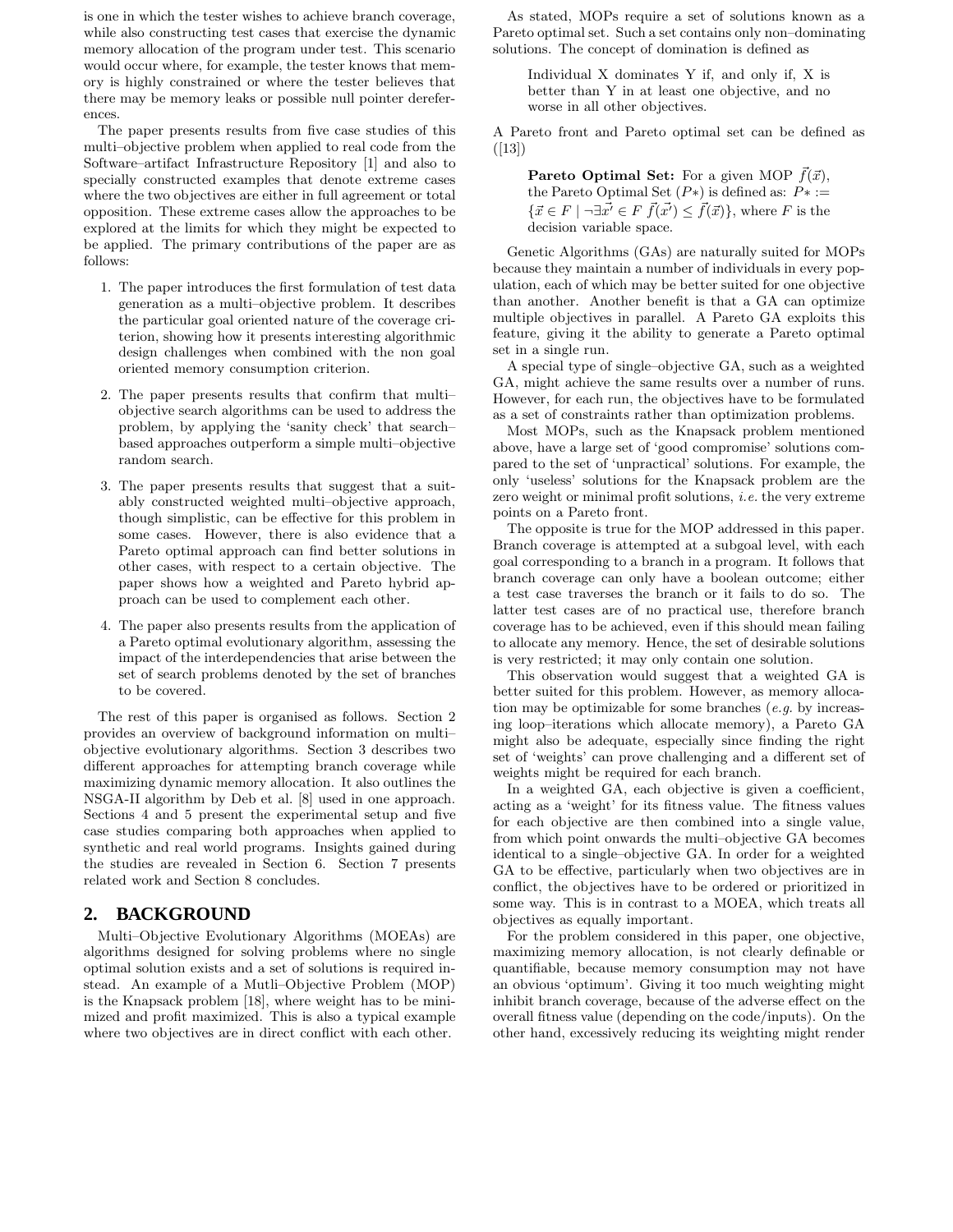is one in which the tester wishes to achieve branch coverage, while also constructing test cases that exercise the dynamic memory allocation of the program under test. This scenario would occur where, for example, the tester knows that memory is highly constrained or where the tester believes that there may be memory leaks or possible null pointer dereferences.

The paper presents results from five case studies of this multi–objective problem when applied to real code from the Software–artifact Infrastructure Repository [1] and also to specially constructed examples that denote extreme cases where the two objectives are either in full agreement or total opposition. These extreme cases allow the approaches to be explored at the limits for which they might be expected to be applied. The primary contributions of the paper are as follows:

1. The paper introduces the first formulation of test data generation as a multi–objective problem. It describes the particular goal oriented nature of the coverage criterion, showing how it presents interesting algorithmic design challenges when combined with the non goal oriented memory consumption criterion.
2. The paper presents results that confirm that multi–objective search algorithms can be used to address the problem, by applying the 'sanity check' that search–based approaches outperform a simple multi–objective random search.
3. The paper presents results that suggest that a suitably constructed weighted multi–objective approach, though simplistic, can be effective for this problem in some cases. However, there is also evidence that a Pareto optimal approach can find better solutions in other cases, with respect to a certain objective. The paper shows how a weighted and Pareto hybrid approach can be used to complement each other.
4. The paper also presents results from the application of a Pareto optimal evolutionary algorithm, assessing the impact of the interdependencies that arise between the set of search problems denoted by the set of branches to be covered.

The rest of this paper is organised as follows. Section 2 provides an overview of background information on multi–objective evolutionary algorithms. Section 3 describes two different approaches for attempting branch coverage while maximizing dynamic memory allocation. It also outlines the NSGA-II algorithm by Deb et al. [8] used in one approach. Sections 4 and 5 present the experimental setup and five case studies comparing both approaches when applied to synthetic and real world programs. Insights gained during the studies are revealed in Section 6. Section 7 presents related work and Section 8 concludes.

## 2. BACKGROUND

Multi–Objective Evolutionary Algorithms (MOEAs) are algorithms designed for solving problems where no single optimal solution exists and a set of solutions is required instead. An example of a Mutli–Objective Problem (MOP) is the Knapsack problem [18], where weight has to be minimized and profit maximized. This is also a typical example where two objectives are in direct conflict with each other.

As stated, MOPs require a set of solutions known as a Pareto optimal set. Such a set contains only non–dominating solutions. The concept of domination is defined as

> Individual X dominates Y if, and only if, X is better than Y in at least one objective, and no worse in all other objectives.

A Pareto front and Pareto optimal set can be defined as ([13])

> **Pareto Optimal Set:** For a given MOP $\vec{f}(\vec{x})$, the Pareto Optimal Set ($P*$) is defined as: $P* := \{\vec{x} \in F \mid \neg\exists \vec{x'} \in F \; \vec{f}(\vec{x'}) \leq \vec{f}(\vec{x})\}$, where $F$ is the decision variable space.

Genetic Algorithms (GAs) are naturally suited for MOPs because they maintain a number of individuals in every population, each of which may be better suited for one objective than another. Another benefit is that a GA can optimize multiple objectives in parallel. A Pareto GA exploits this feature, giving it the ability to generate a Pareto optimal set in a single run.

A special type of single–objective GA, such as a weighted GA, might achieve the same results over a number of runs. However, for each run, the objectives have to be formulated as a set of constraints rather than optimization problems.

Most MOPs, such as the Knapsack problem mentioned above, have a large set of 'good compromise' solutions compared to the set of 'unpractical' solutions. For example, the only 'useless' solutions for the Knapsack problem are the zero weight or minimal profit solutions, *i.e.* the very extreme points on a Pareto front.

The opposite is true for the MOP addressed in this paper. Branch coverage is attempted at a subgoal level, with each goal corresponding to a branch in a program. It follows that branch coverage can only have a boolean outcome; either a test case traverses the branch or it fails to do so. The latter test cases are of no practical use, therefore branch coverage has to be achieved, even if this should mean failing to allocate any memory. Hence, the set of desirable solutions is very restricted; it may only contain one solution.

This observation would suggest that a weighted GA is better suited for this problem. However, as memory allocation may be optimizable for some branches (*e.g.* by increasing loop–iterations which allocate memory), a Pareto GA might also be adequate, especially since finding the right set of 'weights' can prove challenging and a different set of weights might be required for each branch.

In a weighted GA, each objective is given a coefficient, acting as a 'weight' for its fitness value. The fitness values for each objective are then combined into a single value, from which point onwards the multi–objective GA becomes identical to a single–objective GA. In order for a weighted GA to be effective, particularly when two objectives are in conflict, the objectives have to be ordered or prioritized in some way. This is in contrast to a MOEA, which treats all objectives as equally important.

For the problem considered in this paper, one objective, maximizing memory allocation, is not clearly definable or quantifiable, because memory consumption may not have an obvious 'optimum'. Giving it too much weighting might inhibit branch coverage, because of the adverse effect on the overall fitness value (depending on the code/inputs). On the other hand, excessively reducing its weighting might render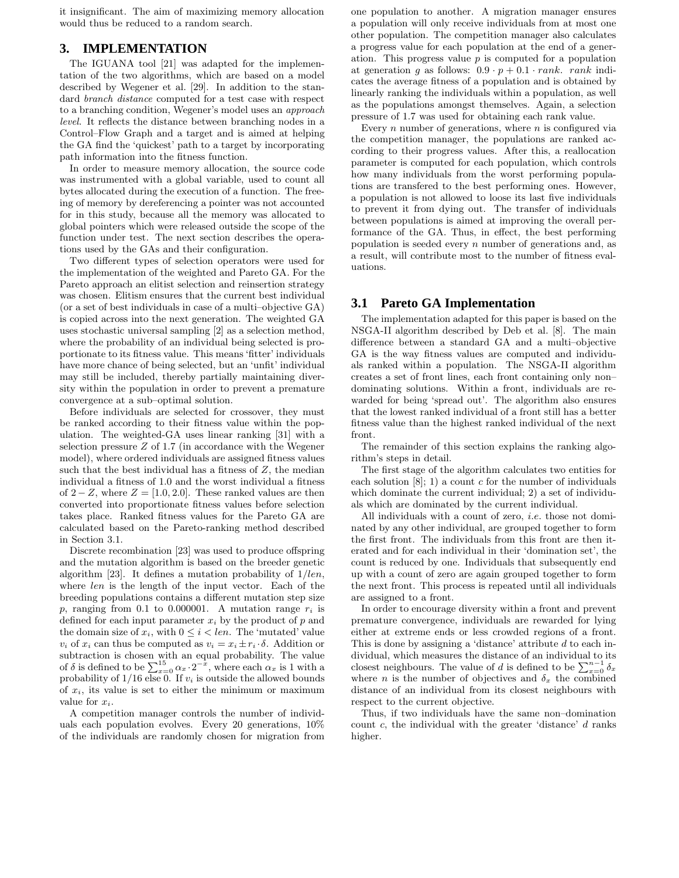it insignificant. The aim of maximizing memory allocation would thus be reduced to a random search.

## 3. IMPLEMENTATION

The IGUANA tool [21] was adapted for the implementation of the two algorithms, which are based on a model described by Wegener et al. [29]. In addition to the standard *branch distance* computed for a test case with respect to a branching condition, Wegener's model uses an *approach level*. It reflects the distance between branching nodes in a Control–Flow Graph and a target and is aimed at helping the GA find the 'quickest' path to a target by incorporating path information into the fitness function.

In order to measure memory allocation, the source code was instrumented with a global variable, used to count all bytes allocated during the execution of a function. The freeing of memory by dereferencing a pointer was not accounted for in this study, because all the memory was allocated to global pointers which were released outside the scope of the function under test. The next section describes the operations used by the GAs and their configuration.

Two different types of selection operators were used for the implementation of the weighted and Pareto GA. For the Pareto approach an elitist selection and reinsertion strategy was chosen. Elitism ensures that the current best individual (or a set of best individuals in case of a multi–objective GA) is copied across into the next generation. The weighted GA uses stochastic universal sampling [2] as a selection method, where the probability of an individual being selected is proportionate to its fitness value. This means 'fitter' individuals have more chance of being selected, but an 'unfit' individual may still be included, thereby partially maintaining diversity within the population in order to prevent a premature convergence at a sub–optimal solution.

Before individuals are selected for crossover, they must be ranked according to their fitness value within the population. The weighted-GA uses linear ranking [31] with a selection pressure $Z$ of 1.7 (in accordance with the Wegener model), where ordered individuals are assigned fitness values such that the best individual has a fitness of $Z$, the median individual a fitness of 1.0 and the worst individual a fitness of $2 - Z$, where $Z = [1.0, 2.0]$. These ranked values are then converted into proportionate fitness values before selection takes place. Ranked fitness values for the Pareto GA are calculated based on the Pareto-ranking method described in Section 3.1.

Discrete recombination [23] was used to produce offspring and the mutation algorithm is based on the breeder genetic algorithm [23]. It defines a mutation probability of $1/len$, where $len$ is the length of the input vector. Each of the breeding populations contains a different mutation step size $p$, ranging from 0.1 to 0.000001. A mutation range $r_i$ is defined for each input parameter $x_i$ by the product of $p$ and the domain size of $x_i$, with $0 \le i < len$. The 'mutated' value $v_i$ of $x_i$ can thus be computed as $v_i = x_i \pm r_i \cdot \delta$. Addition or subtraction is chosen with an equal probability. The value of $\delta$ is defined to be $\sum_{x=0}^{15} \alpha_x \cdot 2^{-x}$, where each $\alpha_x$ is 1 with a probability of 1/16 else 0. If $v_i$ is outside the allowed bounds of $x_i$, its value is set to either the minimum or maximum value for $x_i$.

A competition manager controls the number of individuals each population evolves. Every 20 generations, 10% of the individuals are randomly chosen for migration from one population to another. A migration manager ensures a population will only receive individuals from at most one other population. The competition manager also calculates a progress value for each population at the end of a generation. This progress value $p$ is computed for a population at generation $g$ as follows: $0.9 \cdot p + 0.1 \cdot rank$. $rank$ indicates the average fitness of a population and is obtained by linearly ranking the individuals within a population, as well as the populations amongst themselves. Again, a selection pressure of 1.7 was used for obtaining each rank value.

Every $n$ number of generations, where $n$ is configured via the competition manager, the populations are ranked according to their progress values. After this, a reallocation parameter is computed for each population, which controls how many individuals from the worst performing populations are transfered to the best performing ones. However, a population is not allowed to loose its last five individuals to prevent it from dying out. The transfer of individuals between populations is aimed at improving the overall performance of the GA. Thus, in effect, the best performing population is seeded every $n$ number of generations and, as a result, will contribute most to the number of fitness evaluations.

### 3.1 Pareto GA Implementation

The implementation adapted for this paper is based on the NSGA-II algorithm described by Deb et al. [8]. The main difference between a standard GA and a multi–objective GA is the way fitness values are computed and individuals ranked within a population. The NSGA-II algorithm creates a set of front lines, each front containing only non–dominating solutions. Within a front, individuals are rewarded for being 'spread out'. The algorithm also ensures that the lowest ranked individual of a front still has a better fitness value than the highest ranked individual of the next front.

The remainder of this section explains the ranking algorithm's steps in detail.

The first stage of the algorithm calculates two entities for each solution [8]; 1) a count $c$ for the number of individuals which dominate the current individual; 2) a set of individuals which are dominated by the current individual.

All individuals with a count of zero, *i.e.* those not dominated by any other individual, are grouped together to form the first front. The individuals from this front are then iterated and for each individual in their 'domination set', the count is reduced by one. Individuals that subsequently end up with a count of zero are again grouped together to form the next front. This process is repeated until all individuals are assigned to a front.

In order to encourage diversity within a front and prevent premature convergence, individuals are rewarded for lying either at extreme ends or less crowded regions of a front. This is done by assigning a 'distance' attribute $d$ to each individual, which measures the distance of an individual to its closest neighbours. The value of $d$ is defined to be $\sum_{x=0}^{n-1} \delta_x$ where $n$ is the number of objectives and $\delta_x$ the combined distance of an individual from its closest neighbours with respect to the current objective.

Thus, if two individuals have the same non–domination count $c$, the individual with the greater 'distance' $d$ ranks higher.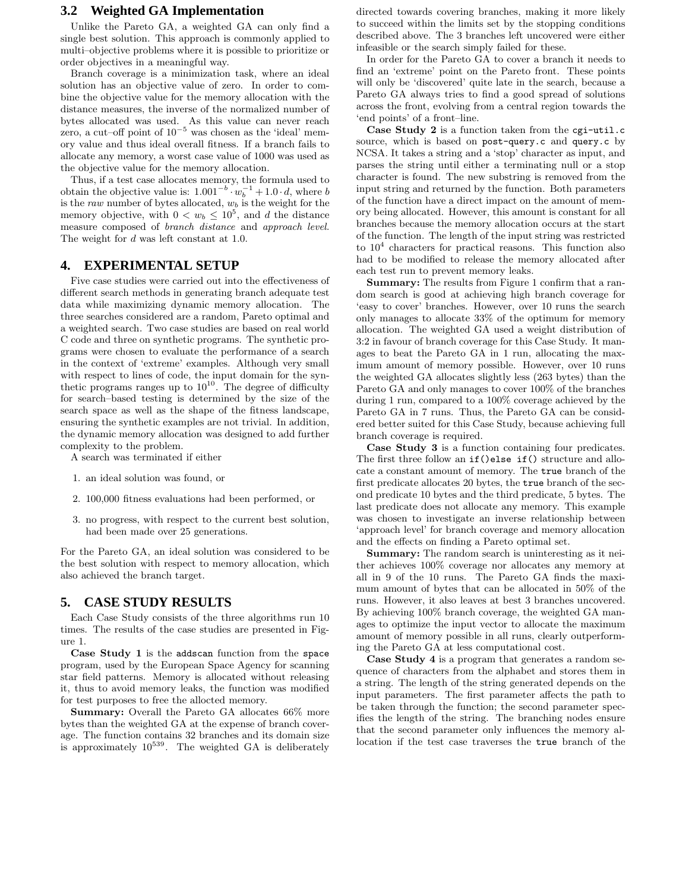### 3.2 Weighted GA Implementation

Unlike the Pareto GA, a weighted GA can only find a single best solution. This approach is commonly applied to multi–objective problems where it is possible to prioritize or order objectives in a meaningful way.

Branch coverage is a minimization task, where an ideal solution has an objective value of zero. In order to combine the objective value for the memory allocation with the distance measures, the inverse of the normalized number of bytes allocated was used. As this value can never reach zero, a cut–off point of $10^{-5}$ was chosen as the 'ideal' memory value and thus ideal overall fitness. If a branch fails to allocate any memory, a worst case value of 1000 was used as the objective value for the memory allocation.

Thus, if a test case allocates memory, the formula used to obtain the objective value is: $1.001^{-b} \cdot w_b^{-1} + 1.0 \cdot d$, where $b$ is the *raw* number of bytes allocated, $w_b$ is the weight for the memory objective, with $0 < w_b \leq 10^5$, and $d$ the distance measure composed of *branch distance* and *approach level*. The weight for $d$ was left constant at 1.0.

## 4. EXPERIMENTAL SETUP

Five case studies were carried out into the effectiveness of different search methods in generating branch adequate test data while maximizing dynamic memory allocation. The three searches considered are a random, Pareto optimal and a weighted search. Two case studies are based on real world C code and three on synthetic programs. The synthetic programs were chosen to evaluate the performance of a search in the context of 'extreme' examples. Although very small with respect to lines of code, the input domain for the synthetic programs ranges up to $10^{10}$. The degree of difficulty for search–based testing is determined by the size of the search space as well as the shape of the fitness landscape, ensuring the synthetic examples are not trivial. In addition, the dynamic memory allocation was designed to add further complexity to the problem.

A search was terminated if either

1. an ideal solution was found, or
2. 100,000 fitness evaluations had been performed, or
3. no progress, with respect to the current best solution, had been made over 25 generations.

For the Pareto GA, an ideal solution was considered to be the best solution with respect to memory allocation, which also achieved the branch target.

## 5. CASE STUDY RESULTS

Each Case Study consists of the three algorithms run 10 times. The results of the case studies are presented in Figure 1.

**Case Study 1** is the `addscan` function from the `space` program, used by the European Space Agency for scanning star field patterns. Memory is allocated without releasing it, thus to avoid memory leaks, the function was modified for test purposes to free the allocted memory.

**Summary:** Overall the Pareto GA allocates 66% more bytes than the weighted GA at the expense of branch coverage. The function contains 32 branches and its domain size is approximately $10^{539}$. The weighted GA is deliberately directed towards covering branches, making it more likely to succeed within the limits set by the stopping conditions described above. The 3 branches left uncovered were either infeasible or the search simply failed for these.

In order for the Pareto GA to cover a branch it needs to find an 'extreme' point on the Pareto front. These points will only be 'discovered' quite late in the search, because a Pareto GA always tries to find a good spread of solutions across the front, evolving from a central region towards the 'end points' of a front–line.

**Case Study 2** is a function taken from the `cgi-util.c` source, which is based on `post-query.c` and `query.c` by NCSA. It takes a string and a 'stop' character as input, and parses the string until either a terminating null or a stop character is found. The new substring is removed from the input string and returned by the function. Both parameters of the function have a direct impact on the amount of memory being allocated. However, this amount is constant for all branches because the memory allocation occurs at the start of the function. The length of the input string was restricted to $10^4$ characters for practical reasons. This function also had to be modified to release the memory allocated after each test run to prevent memory leaks.

**Summary:** The results from Figure 1 confirm that a random search is good at achieving high branch coverage for 'easy to cover' branches. However, over 10 runs the search only manages to allocate 33% of the optimum for memory allocation. The weighted GA used a weight distribution of 3:2 in favour of branch coverage for this Case Study. It manages to beat the Pareto GA in 1 run, allocating the maximum amount of memory possible. However, over 10 runs the weighted GA allocates slightly less (263 bytes) than the Pareto GA and only manages to cover 100% of the branches during 1 run, compared to a 100% coverage achieved by the Pareto GA in 7 runs. Thus, the Pareto GA can be considered better suited for this Case Study, because achieving full branch coverage is required.

**Case Study 3** is a function containing four predicates. The first three follow an `if()else if()` structure and allocate a constant amount of memory. The `true` branch of the first predicate allocates 20 bytes, the `true` branch of the second predicate 10 bytes and the third predicate, 5 bytes. The last predicate does not allocate any memory. This example was chosen to investigate an inverse relationship between 'approach level' for branch coverage and memory allocation and the effects on finding a Pareto optimal set.

**Summary:** The random search is uninteresting as it neither achieves 100% coverage nor allocates any memory at all in 9 of the 10 runs. The Pareto GA finds the maximum amount of bytes that can be allocated in 50% of the runs. However, it also leaves at best 3 branches uncovered. By achieving 100% branch coverage, the weighted GA manages to optimize the input vector to allocate the maximum amount of memory possible in all runs, clearly outperforming the Pareto GA at less computational cost.

**Case Study 4** is a program that generates a random sequence of characters from the alphabet and stores them in a string. The length of the string generated depends on the input parameters. The first parameter affects the path to be taken through the function; the second parameter specifies the length of the string. The branching nodes ensure that the second parameter only influences the memory allocation if the test case traverses the `true` branch of the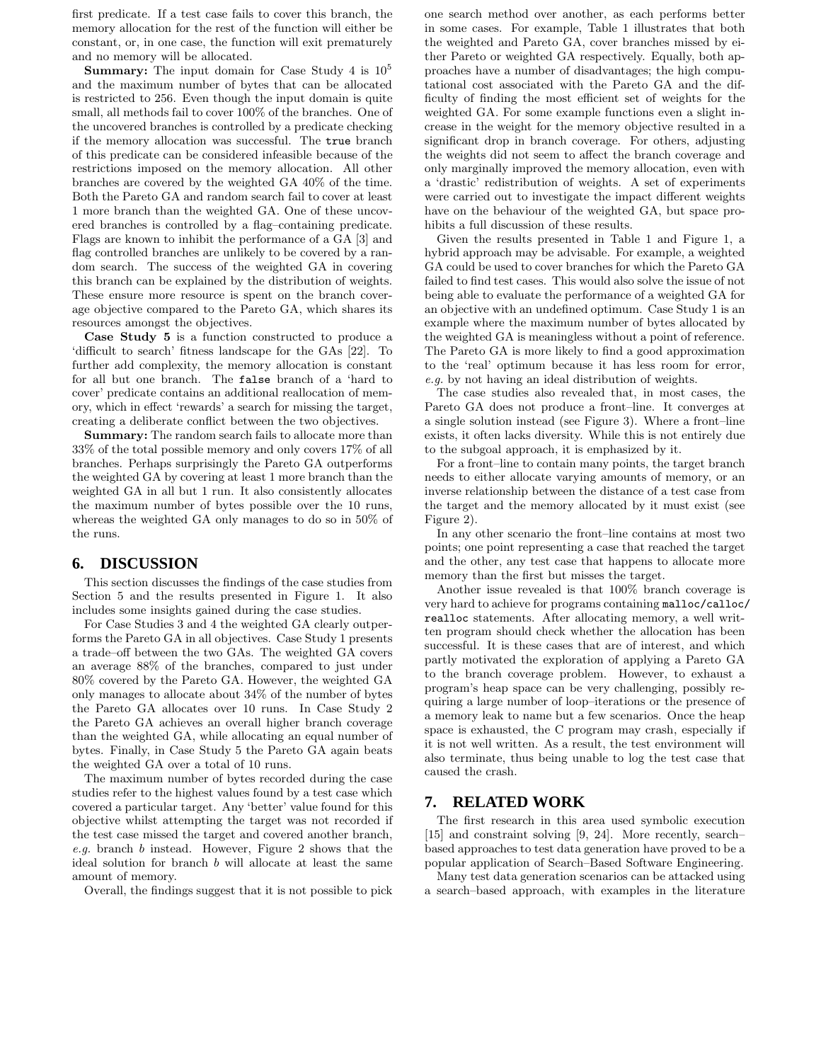first predicate. If a test case fails to cover this branch, the memory allocation for the rest of the function will either be constant, or, in one case, the function will exit prematurely and no memory will be allocated.

**Summary:** The input domain for Case Study 4 is $10^5$ and the maximum number of bytes that can be allocated is restricted to 256. Even though the input domain is quite small, all methods fail to cover 100% of the branches. One of the uncovered branches is controlled by a predicate checking if the memory allocation was successful. The `true` branch of this predicate can be considered infeasible because of the restrictions imposed on the memory allocation. All other branches are covered by the weighted GA 40% of the time. Both the Pareto GA and random search fail to cover at least 1 more branch than the weighted GA. One of these uncovered branches is controlled by a flag–containing predicate. Flags are known to inhibit the performance of a GA [3] and flag controlled branches are unlikely to be covered by a random search. The success of the weighted GA in covering this branch can be explained by the distribution of weights. These ensure more resource is spent on the branch coverage objective compared to the Pareto GA, which shares its resources amongst the objectives.

**Case Study 5** is a function constructed to produce a 'difficult to search' fitness landscape for the GAs [22]. To further add complexity, the memory allocation is constant for all but one branch. The `false` branch of a 'hard to cover' predicate contains an additional reallocation of memory, which in effect 'rewards' a search for missing the target, creating a deliberate conflict between the two objectives.

**Summary:** The random search fails to allocate more than 33% of the total possible memory and only covers 17% of all branches. Perhaps surprisingly the Pareto GA outperforms the weighted GA by covering at least 1 more branch than the weighted GA in all but 1 run. It also consistently allocates the maximum number of bytes possible over the 10 runs, whereas the weighted GA only manages to do so in 50% of the runs.

## 6. DISCUSSION

This section discusses the findings of the case studies from Section 5 and the results presented in Figure 1. It also includes some insights gained during the case studies.

For Case Studies 3 and 4 the weighted GA clearly outperforms the Pareto GA in all objectives. Case Study 1 presents a trade–off between the two GAs. The weighted GA covers an average 88% of the branches, compared to just under 80% covered by the Pareto GA. However, the weighted GA only manages to allocate about 34% of the number of bytes the Pareto GA allocates over 10 runs. In Case Study 2 the Pareto GA achieves an overall higher branch coverage than the weighted GA, while allocating an equal number of bytes. Finally, in Case Study 5 the Pareto GA again beats the weighted GA over a total of 10 runs.

The maximum number of bytes recorded during the case studies refer to the highest values found by a test case which covered a particular target. Any 'better' value found for this objective whilst attempting the target was not recorded if the test case missed the target and covered another branch, *e.g.* branch $b$ instead. However, Figure 2 shows that the ideal solution for branch $b$ will allocate at least the same amount of memory.

Overall, the findings suggest that it is not possible to pick one search method over another, as each performs better in some cases. For example, Table 1 illustrates that both the weighted and Pareto GA, cover branches missed by either Pareto or weighted GA respectively. Equally, both approaches have a number of disadvantages; the high computational cost associated with the Pareto GA and the difficulty of finding the most efficient set of weights for the weighted GA. For some example functions even a slight increase in the weight for the memory objective resulted in a significant drop in branch coverage. For others, adjusting the weights did not seem to affect the branch coverage and only marginally improved the memory allocation, even with a 'drastic' redistribution of weights. A set of experiments were carried out to investigate the impact different weights have on the behaviour of the weighted GA, but space prohibits a full discussion of these results.

Given the results presented in Table 1 and Figure 1, a hybrid approach may be advisable. For example, a weighted GA could be used to cover branches for which the Pareto GA failed to find test cases. This would also solve the issue of not being able to evaluate the performance of a weighted GA for an objective with an undefined optimum. Case Study 1 is an example where the maximum number of bytes allocated by the weighted GA is meaningless without a point of reference. The Pareto GA is more likely to find a good approximation to the 'real' optimum because it has less room for error, *e.g.* by not having an ideal distribution of weights.

The case studies also revealed that, in most cases, the Pareto GA does not produce a front–line. It converges at a single solution instead (see Figure 3). Where a front–line exists, it often lacks diversity. While this is not entirely due to the subgoal approach, it is emphasized by it.

For a front–line to contain many points, the target branch needs to either allocate varying amounts of memory, or an inverse relationship between the distance of a test case from the target and the memory allocated by it must exist (see Figure 2).

In any other scenario the front–line contains at most two points; one point representing a case that reached the target and the other, any test case that happens to allocate more memory than the first but misses the target.

Another issue revealed is that 100% branch coverage is very hard to achieve for programs containing `malloc/calloc/realloc` statements. After allocating memory, a well written program should check whether the allocation has been successful. It is these cases that are of interest, and which partly motivated the exploration of applying a Pareto GA to the branch coverage problem. However, to exhaust a program's heap space can be very challenging, possibly requiring a large number of loop–iterations or the presence of a memory leak to name but a few scenarios. Once the heap space is exhausted, the C program may crash, especially if it is not well written. As a result, the test environment will also terminate, thus being unable to log the test case that caused the crash.

## 7. RELATED WORK

The first research in this area used symbolic execution [15] and constraint solving [9, 24]. More recently, search–based approaches to test data generation have proved to be a popular application of Search–Based Software Engineering.

Many test data generation scenarios can be attacked using a search–based approach, with examples in the literature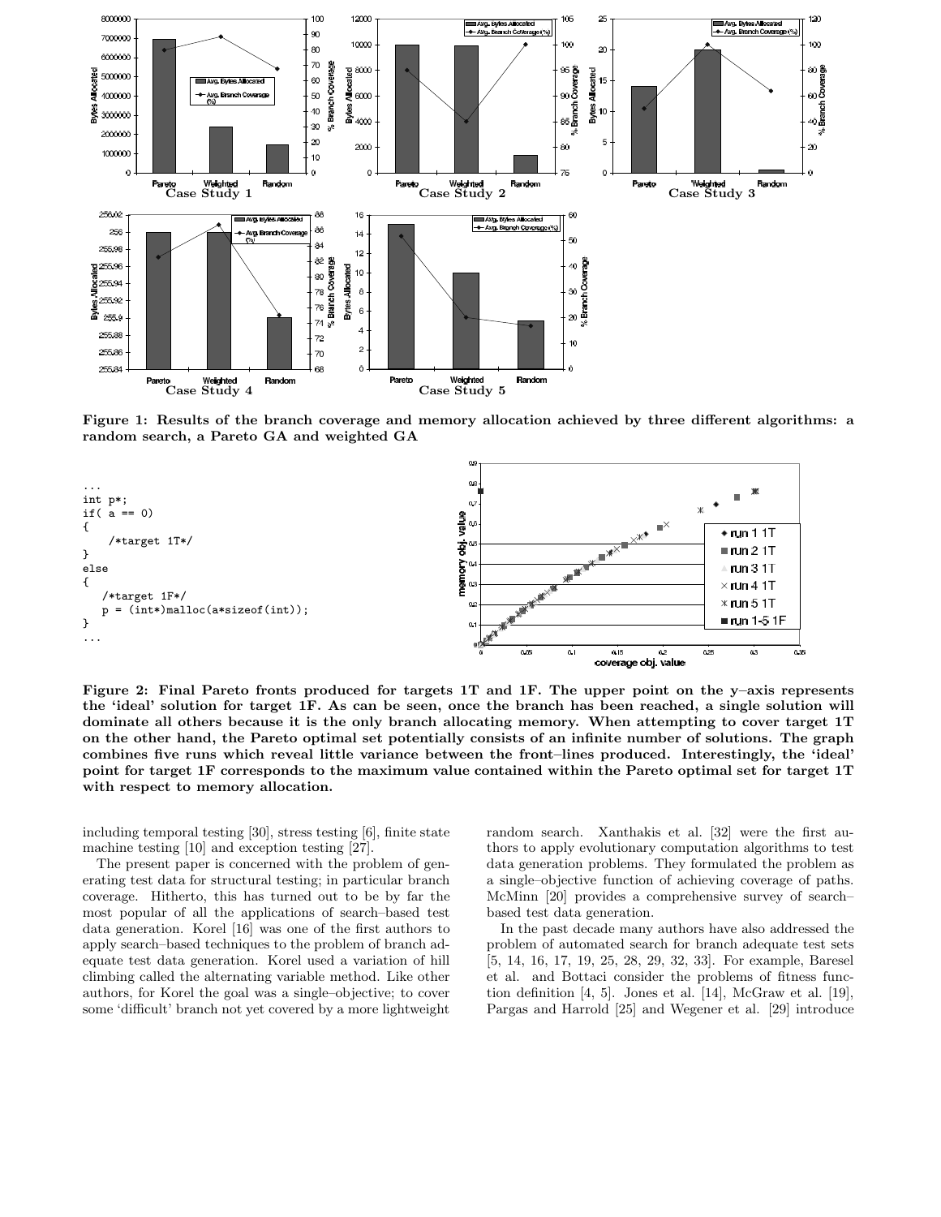Figure 1: Results of the branch coverage and memory allocation achieved by three different algorithms: a random search, a Pareto GA and weighted GA

```
...
int p*;
if( a == 0)
{
    /*target 1T*/
}
else
{
   /*target 1F*/
   p = (int*)malloc(a*sizeof(int));
}
...
```

Figure 2: Final Pareto fronts produced for targets 1T and 1F. The upper point on the y–axis represents the 'ideal' solution for target 1F. As can be seen, once the branch has been reached, a single solution will dominate all others because it is the only branch allocating memory. When attempting to cover target 1T on the other hand, the Pareto optimal set potentially consists of an infinite number of solutions. The graph combines five runs which reveal little variance between the front–lines produced. Interestingly, the 'ideal' point for target 1F corresponds to the maximum value contained within the Pareto optimal set for target 1T with respect to memory allocation.

including temporal testing [30], stress testing [6], finite state machine testing [10] and exception testing [27].

The present paper is concerned with the problem of generating test data for structural testing; in particular branch coverage. Hitherto, this has turned out to be by far the most popular of all the applications of search–based test data generation. Korel [16] was one of the first authors to apply search–based techniques to the problem of branch adequate test data generation. Korel used a variation of hill climbing called the alternating variable method. Like other authors, for Korel the goal was a single–objective; to cover some 'difficult' branch not yet covered by a more lightweight random search. Xanthakis et al. [32] were the first authors to apply evolutionary computation algorithms to test data generation problems. They formulated the problem as a single–objective function of achieving coverage of paths. McMinn [20] provides a comprehensive survey of search–based test data generation.

In the past decade many authors have also addressed the problem of automated search for branch adequate test sets [5, 14, 16, 17, 19, 25, 28, 29, 32, 33]. For example, Baresel et al. and Bottaci consider the problems of fitness function definition [4, 5]. Jones et al. [14], McGraw et al. [19], Pargas and Harrold [25] and Wegener et al. [29] introduce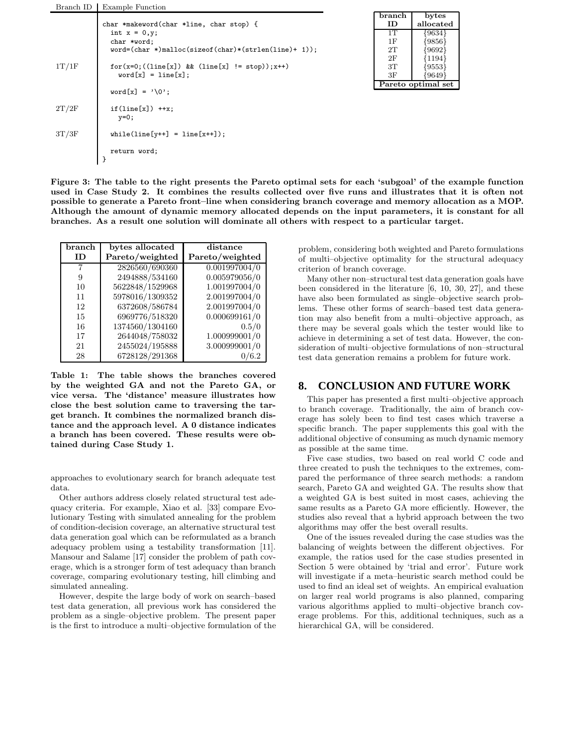| Branch ID | Example Function |
|---|---|
| | `char *makeword(char *line, char stop) {` |
| | `int x = 0,y;` |
| | `char *word;` |
| | `word=(char *)malloc(sizeof(char)*(strlen(line)+ 1));` |
| 1T/1F | `for(x=0;((line[x]) && (line[x] != stop));x++)` |
| | `word[x] = line[x];` |
| | `word[x] = '\0';` |
| 2T/2F | `if(line[x]) ++x;` |
| | `y=0;` |
| 3T/3F | `while(line[y++] = line[x++]);` |
| | `return word;` |
| | `}` |

| branch ID | bytes allocated |
|---|---|
| 1T | {9634} |
| 1F | {9856} |
| 2T | {9692} |
| 2F | {1194} |
| 3T | {9553} |
| 3F | {9649} |
| Pareto optimal set | |

**Figure 3: The table to the right presents the Pareto optimal sets for each 'subgoal' of the example function used in Case Study 2. It combines the results collected over five runs and illustrates that it is often not possible to generate a Pareto front–line when considering branch coverage and memory allocation as a MOP. Although the amount of dynamic memory allocated depends on the input parameters, it is constant for all branches. As a result one solution will dominate all others with respect to a particular target.**

| branch ID | bytes allocated Pareto/weighted | distance Pareto/weighted |
|---|---|---|
| 7 | 2826560/690360 | 0.001997004/0 |
| 9 | 2494888/534160 | 0.005979056/0 |
| 10 | 5622848/1529968 | 1.001997004/0 |
| 11 | 5978016/1309352 | 2.001997004/0 |
| 12 | 6372608/586784 | 2.001997004/0 |
| 15 | 6969776/518320 | 0.000699161/0 |
| 16 | 1374560/1304160 | 0.5/0 |
| 17 | 2644048/758032 | 1.000999001/0 |
| 21 | 2455024/195888 | 3.000999001/0 |
| 28 | 6728128/291368 | 0/6.2 |

**Table 1: The table shows the branches covered by the weighted GA and not the Pareto GA, or vice versa. The 'distance' measure illustrates how close the best solution came to traversing the target branch. It combines the normalized branch distance and the approach level. A 0 distance indicates a branch has been covered. These results were obtained during Case Study 1.**

approaches to evolutionary search for branch adequate test data.

Other authors address closely related structural test adequacy criteria. For example, Xiao et al. [33] compare Evolutionary Testing with simulated annealing for the problem of condition-decision coverage, an alternative structural test data generation goal which can be reformulated as a branch adequacy problem using a testability transformation [11]. Mansour and Salame [17] consider the problem of path coverage, which is a stronger form of test adequacy than branch coverage, comparing evolutionary testing, hill climbing and simulated annealing.

However, despite the large body of work on search–based test data generation, all previous work has considered the problem as a single–objective problem. The present paper is the first to introduce a multi–objective formulation of the problem, considering both weighted and Pareto formulations of multi–objective optimality for the structural adequacy criterion of branch coverage.

Many other non–structural test data generation goals have been considered in the literature [6, 10, 30, 27], and these have also been formulated as single–objective search problems. These other forms of search–based test data generation may also benefit from a multi–objective approach, as there may be several goals which the tester would like to achieve in determining a set of test data. However, the consideration of multi–objective formulations of non–structural test data generation remains a problem for future work.

# 8. CONCLUSION AND FUTURE WORK

This paper has presented a first multi–objective approach to branch coverage. Traditionally, the aim of branch coverage has solely been to find test cases which traverse a specific branch. The paper supplements this goal with the additional objective of consuming as much dynamic memory as possible at the same time.

Five case studies, two based on real world C code and three created to push the techniques to the extremes, compared the performance of three search methods: a random search, Pareto GA and weighted GA. The results show that a weighted GA is best suited in most cases, achieving the same results as a Pareto GA more efficiently. However, the studies also reveal that a hybrid approach between the two algorithms may offer the best overall results.

One of the issues revealed during the case studies was the balancing of weights between the different objectives. For example, the ratios used for the case studies presented in Section 5 were obtained by 'trial and error'. Future work will investigate if a meta–heuristic search method could be used to find an ideal set of weights. An empirical evaluation on larger real world programs is also planned, comparing various algorithms applied to multi–objective branch coverage problems. For this, additional techniques, such as a hierarchical GA, will be considered.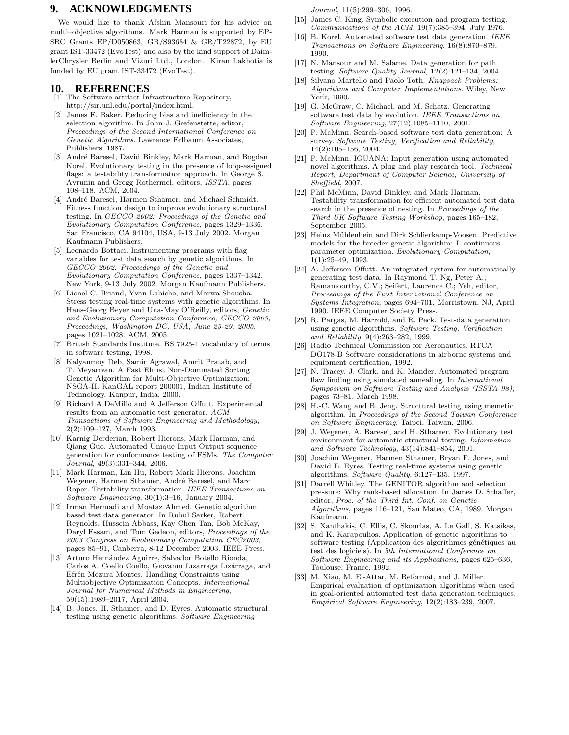## 9. ACKNOWLEDGMENTS

We would like to thank Afshin Mansouri for his advice on multi–objective algorithms. Mark Harman is supported by EPSRC Grants EP/D050863, GR/S93684 & GR/T22872, by EU grant IST-33472 (EvoTest) and also by the kind support of DaimlerChrysler Berlin and Vizuri Ltd., London. Kiran Lakhotia is funded by EU grant IST-33472 (EvoTest).

## 10. REFERENCES

[1] The Software-artifact Infrastructure Repository, http://sir.unl.edu/portal/index.html.

[2] James E. Baker. Reducing bias and inefficiency in the selection algorithm. In John J. Grefenstette, editor, *Proceedings of the Second International Conference on Genetic Algorithms*. Lawrence Erlbaum Associates, Publishers, 1987.

[3] André Baresel, David Binkley, Mark Harman, and Bogdan Korel. Evolutionary testing in the presence of loop-assigned flags: a testability transformation approach. In George S. Avrunin and Gregg Rothermel, editors, *ISSTA*, pages 108–118. ACM, 2004.

[4] André Baresel, Harmen Sthamer, and Michael Schmidt. Fitness function design to improve evolutionary structural testing. In *GECCO 2002: Proceedings of the Genetic and Evolutionary Computation Conference*, pages 1329–1336, San Francisco, CA 94104, USA, 9-13 July 2002. Morgan Kaufmann Publishers.

[5] Leonardo Bottaci. Instrumenting programs with flag variables for test data search by genetic algorithms. In *GECCO 2002: Proceedings of the Genetic and Evolutionary Computation Conference*, pages 1337–1342, New York, 9-13 July 2002. Morgan Kaufmann Publishers.

[6] Lionel C. Briand, Yvan Labiche, and Marwa Shousha. Stress testing real-time systems with genetic algorithms. In Hans-Georg Beyer and Una-May O'Reilly, editors, *Genetic and Evolutionary Computation Conference, GECCO 2005, Proceedings, Washington DC, USA, June 25-29, 2005*, pages 1021–1028. ACM, 2005.

[7] British Standards Institute. BS 7925-1 vocabulary of terms in software testing, 1998.

[8] Kalyanmoy Deb, Samir Agrawal, Amrit Pratab, and T. Meyarivan. A Fast Elitist Non-Dominated Sorting Genetic Algorithm for Multi-Objective Optimization: NSGA-II. KanGAL report 200001, Indian Institute of Technology, Kanpur, India, 2000.

[9] Richard A DeMillo and A Jefferson Offutt. Experimental results from an automatic test generator. *ACM Transactions of Software Engineering and Methodology*, 2(2):109–127, March 1993.

[10] Karnig Derderian, Robert Hierons, Mark Harman, and Qiang Guo. Automated Unique Input Output sequence generation for conformance testing of FSMs. *The Computer Journal*, 49(3):331–344, 2006.

[11] Mark Harman, Lin Hu, Robert Mark Hierons, Joachim Wegener, Harmen Sthamer, André Baresel, and Marc Roper. Testability transformation. *IEEE Transactions on Software Engineering*, 30(1):3–16, January 2004.

[12] Irman Hermadi and Moataz Ahmed. Genetic algorithm based test data generator. In Ruhul Sarker, Robert Reynolds, Hussein Abbass, Kay Chen Tan, Bob McKay, Daryl Essam, and Tom Gedeon, editors, *Proceedings of the 2003 Congress on Evolutionary Computation CEC2003*, pages 85–91, Canberra, 8-12 December 2003. IEEE Press.

[13] Arturo Hernández Aguirre, Salvador Botello Rionda, Carlos A. Coello Coello, Giovanni Lizárraga Lizárraga, and Efrén Mezura Montes. Handling Constraints using Multiobjective Optimization Concepts. *International Journal for Numerical Methods in Engineering*, 59(15):1989–2017, April 2004.

[14] B. Jones, H. Sthamer, and D. Eyres. Automatic structural testing using genetic algorithms. *Software Engineering Journal*, 11(5):299–306, 1996.

[15] James C. King. Symbolic execution and program testing. *Communications of the ACM*, 19(7):385–394, July 1976.

[16] B. Korel. Automated software test data generation. *IEEE Transactions on Software Engineering*, 16(8):870–879, 1990.

[17] N. Mansour and M. Salame. Data generation for path testing. *Software Quality Journal*, 12(2):121–134, 2004.

[18] Silvano Martello and Paolo Toth. *Knapsack Problems: Algorithms and Computer Implementations*. Wiley, New York, 1990.

[19] G. McGraw, C. Michael, and M. Schatz. Generating software test data by evolution. *IEEE Transactions on Software Engineering*, 27(12):1085–1110, 2001.

[20] P. McMinn. Search-based software test data generation: A survey. *Software Testing, Verification and Reliability*, 14(2):105–156, 2004.

[21] P. McMinn. IGUANA: Input generation using automated novel algorithms. A plug and play research tool. *Technical Report, Department of Computer Science, University of Sheffield*, 2007.

[22] Phil McMinn, David Binkley, and Mark Harman. Testability transformation for efficient automated test data search in the presence of nesting. In *Proceedings of the Third UK Software Testing Workshop*, pages 165–182, September 2005.

[23] Heinz Mühlenbein and Dirk Schlierkamp-Voosen. Predictive models for the breeder genetic algorithm: I. continuous parameter optimization. *Evolutionary Computation*, 1(1):25–49, 1993.

[24] A. Jefferson Offutt. An integrated system for automatically generating test data. In Raymond T. Ng, Peter A.; Ramamoorthy, C.V.; Seifert, Laurence C.; Yeh, editor, *Proceedings of the First International Conference on Systems Integration*, pages 694–701, Morristown, NJ, April 1990. IEEE Computer Society Press.

[25] R. Pargas, M. Harrold, and R. Peck. Test-data generation using genetic algorithms. *Software Testing, Verification and Reliability*, 9(4):263–282, 1999.

[26] Radio Technical Commission for Aeronautics. RTCA DO178-B Software considerations in airborne systems and equipment certification, 1992.

[27] N. Tracey, J. Clark, and K. Mander. Automated program flaw finding using simulated annealing. In *International Symposium on Software Testing and Analysis (ISSTA 98)*, pages 73–81, March 1998.

[28] H.-C. Wang and B. Jeng. Structural testing using memetic algorithm. In *Proceedings of the Second Taiwan Conference on Software Engineering*, Taipei, Taiwan, 2006.

[29] J. Wegener, A. Baresel, and H. Sthamer. Evolutionary test environment for automatic structural testing. *Information and Software Technology*, 43(14):841–854, 2001.

[30] Joachim Wegener, Harmen Sthamer, Bryan F. Jones, and David E. Eyres. Testing real-time systems using genetic algorithms. *Software Quality*, 6:127–135, 1997.

[31] Darrell Whitley. The GENITOR algorithm and selection pressure: Why rank-based allocation. In James D. Schaffer, editor, *Proc. of the Third Int. Conf. on Genetic Algorithms*, pages 116–121, San Mateo, CA, 1989. Morgan Kaufmann.

[32] S. Xanthakis, C. Ellis, C. Skourlas, A. Le Gall, S. Katsikas, and K. Karapoulios. Application of genetic algorithms to software testing (Application des algorithmes génétiques au test des logiciels). In *5th International Conference on Software Engineering and its Applications*, pages 625–636, Toulouse, France, 1992.

[33] M. Xiao, M. El-Attar, M. Reformat, and J. Miller. Empirical evaluation of optimization algorithms when used in goal-oriented automated test data generation techniques. *Empirical Software Engineering*, 12(2):183–239, 2007.